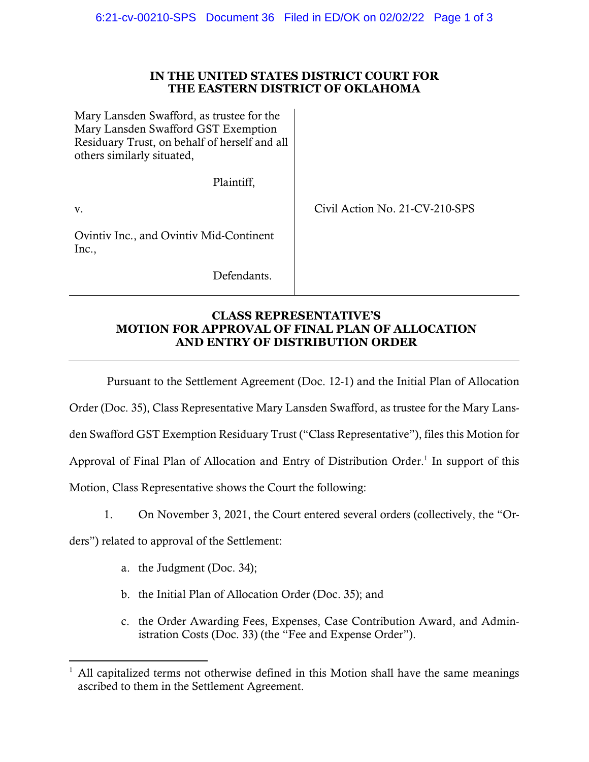**IN THE UNITED STATES DISTRICT COURT FOR THE EASTERN DISTRICT OF OKLAHOMA**

| | |
|---|---|
| Mary Lansden Swafford, as trustee for the Mary Lansden Swafford GST Exemption Residuary Trust, on behalf of herself and all others similarly situated,<br><br>Plaintiff,<br><br>v.<br><br>Ovintiv Inc., and Ovintiv Mid-Continent Inc.,<br><br>Defendants. | Civil Action No. 21-CV-210-SPS |

## CLASS REPRESENTATIVE'S MOTION FOR APPROVAL OF FINAL PLAN OF ALLOCATION AND ENTRY OF DISTRIBUTION ORDER

Pursuant to the Settlement Agreement (Doc. 12-1) and the Initial Plan of Allocation Order (Doc. 35), Class Representative Mary Lansden Swafford, as trustee for the Mary Lansden Swafford GST Exemption Residuary Trust ("Class Representative"), files this Motion for Approval of Final Plan of Allocation and Entry of Distribution Order.[1] In support of this Motion, Class Representative shows the Court the following:

1. On November 3, 2021, the Court entered several orders (collectively, the "Orders") related to approval of the Settlement:

   a. the Judgment (Doc. 34);

   b. the Initial Plan of Allocation Order (Doc. 35); and

   c. the Order Awarding Fees, Expenses, Case Contribution Award, and Administration Costs (Doc. 33) (the "Fee and Expense Order").

[1] All capitalized terms not otherwise defined in this Motion shall have the same meanings ascribed to them in the Settlement Agreement.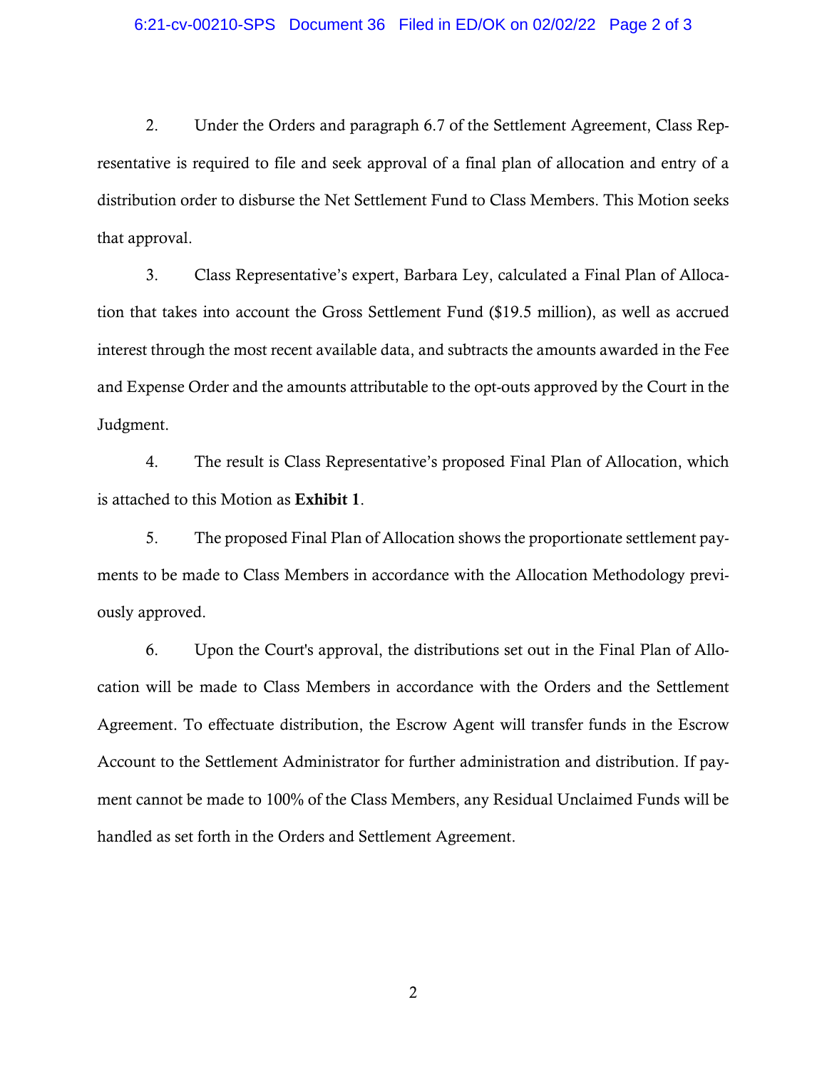2. Under the Orders and paragraph 6.7 of the Settlement Agreement, Class Representative is required to file and seek approval of a final plan of allocation and entry of a distribution order to disburse the Net Settlement Fund to Class Members. This Motion seeks that approval.

3. Class Representative's expert, Barbara Ley, calculated a Final Plan of Allocation that takes into account the Gross Settlement Fund ($19.5 million), as well as accrued interest through the most recent available data, and subtracts the amounts awarded in the Fee and Expense Order and the amounts attributable to the opt-outs approved by the Court in the Judgment.

4. The result is Class Representative's proposed Final Plan of Allocation, which is attached to this Motion as **Exhibit 1**.

5. The proposed Final Plan of Allocation shows the proportionate settlement payments to be made to Class Members in accordance with the Allocation Methodology previously approved.

6. Upon the Court's approval, the distributions set out in the Final Plan of Allocation will be made to Class Members in accordance with the Orders and the Settlement Agreement. To effectuate distribution, the Escrow Agent will transfer funds in the Escrow Account to the Settlement Administrator for further administration and distribution. If payment cannot be made to 100% of the Class Members, any Residual Unclaimed Funds will be handled as set forth in the Orders and Settlement Agreement.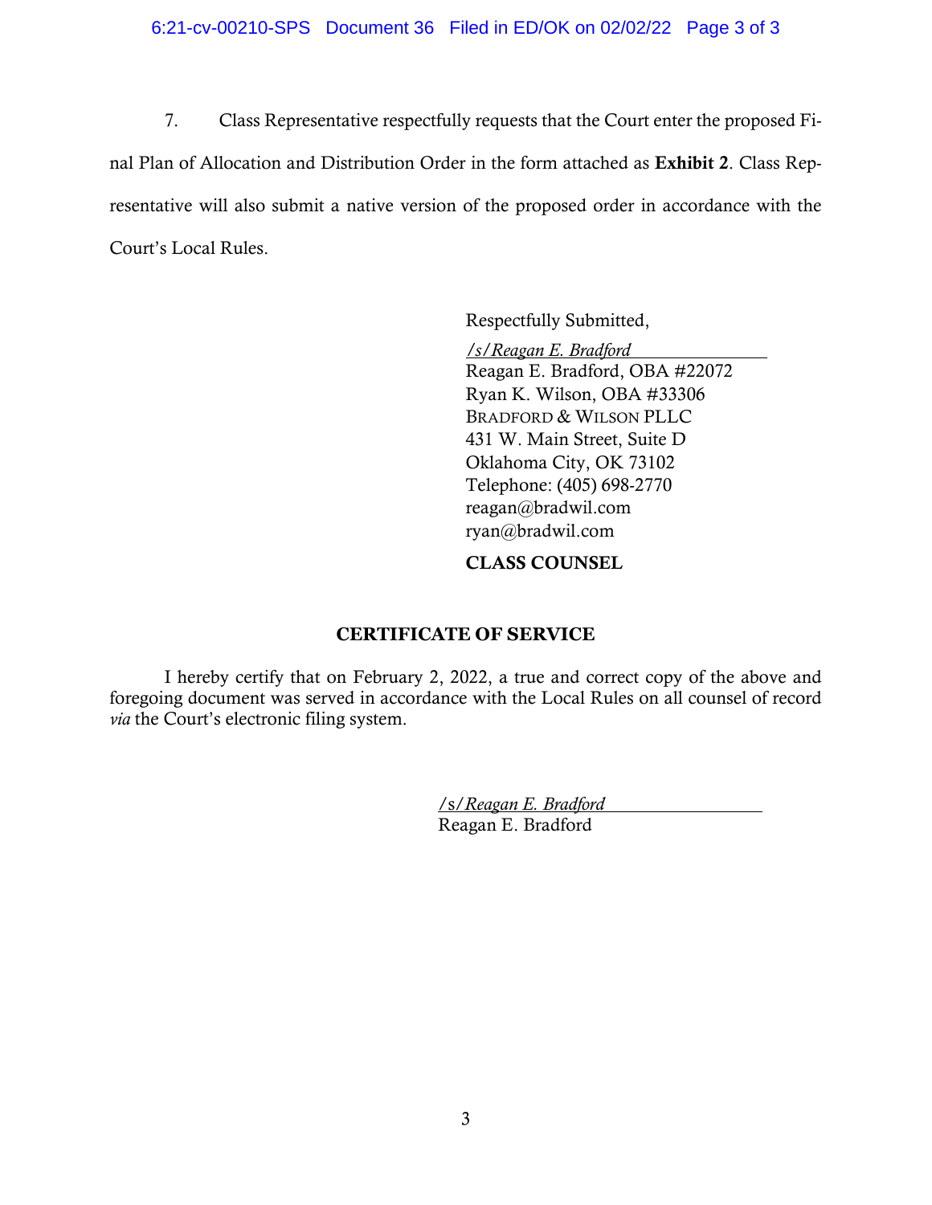7. Class Representative respectfully requests that the Court enter the proposed Final Plan of Allocation and Distribution Order in the form attached as **Exhibit 2**. Class Representative will also submit a native version of the proposed order in accordance with the Court's Local Rules.

Respectfully Submitted,

*/s/Reagan E. Bradford*
Reagan E. Bradford, OBA #22072
Ryan K. Wilson, OBA #33306
BRADFORD & WILSON PLLC
431 W. Main Street, Suite D
Oklahoma City, OK 73102
Telephone: (405) 698-2770
reagan@bradwil.com
ryan@bradwil.com

**CLASS COUNSEL**

## CERTIFICATE OF SERVICE

I hereby certify that on February 2, 2022, a true and correct copy of the above and foregoing document was served in accordance with the Local Rules on all counsel of record *via* the Court's electronic filing system.

*/s/Reagan E. Bradford*
Reagan E. Bradford